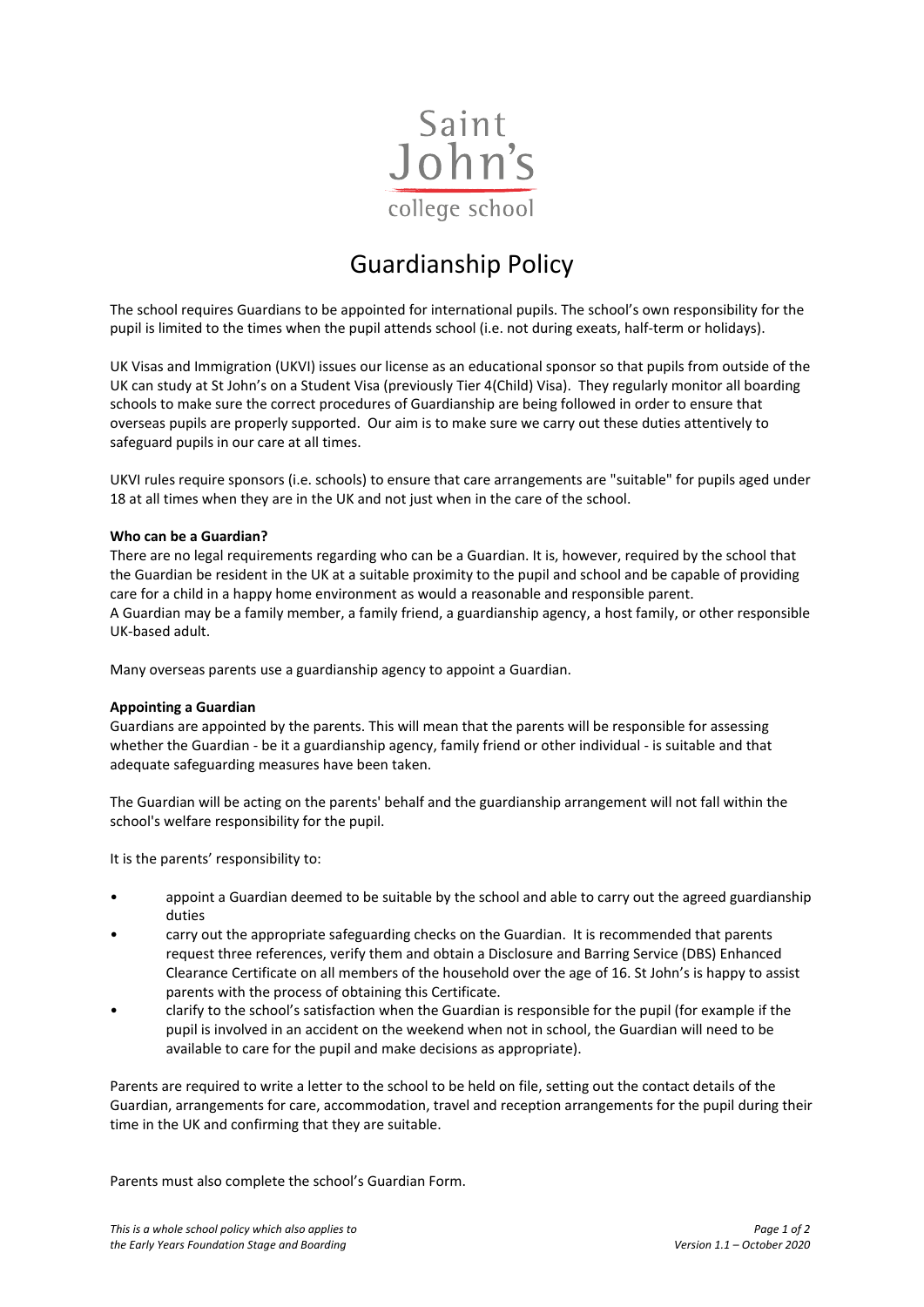Saint John's college school

# Guardianship Policy

The school requires Guardians to be appointed for international pupils. The school's own responsibility for the pupil is limited to the times when the pupil attends school (i.e. not during exeats, half-term or holidays).

UK Visas and Immigration (UKVI) issues our license as an educational sponsor so that pupils from outside of the UK can study at St John's on a Student Visa (previously Tier 4(Child) Visa). They regularly monitor all boarding schools to make sure the correct procedures of Guardianship are being followed in order to ensure that overseas pupils are properly supported. Our aim is to make sure we carry out these duties attentively to safeguard pupils in our care at all times.

UKVI rules require sponsors (i.e. schools) to ensure that care arrangements are "suitable" for pupils aged under 18 at all times when they are in the UK and not just when in the care of the school.

**Who can be a Guardian?**

There are no legal requirements regarding who can be a Guardian. It is, however, required by the school that the Guardian be resident in the UK at a suitable proximity to the pupil and school and be capable of providing care for a child in a happy home environment as would a reasonable and responsible parent.
A Guardian may be a family member, a family friend, a guardianship agency, a host family, or other responsible UK-based adult.

Many overseas parents use a guardianship agency to appoint a Guardian.

**Appointing a Guardian**

Guardians are appointed by the parents. This will mean that the parents will be responsible for assessing whether the Guardian - be it a guardianship agency, family friend or other individual - is suitable and that adequate safeguarding measures have been taken.

The Guardian will be acting on the parents' behalf and the guardianship arrangement will not fall within the school's welfare responsibility for the pupil.

It is the parents' responsibility to:

- appoint a Guardian deemed to be suitable by the school and able to carry out the agreed guardianship duties
- carry out the appropriate safeguarding checks on the Guardian. It is recommended that parents request three references, verify them and obtain a Disclosure and Barring Service (DBS) Enhanced Clearance Certificate on all members of the household over the age of 16. St John's is happy to assist parents with the process of obtaining this Certificate.
- clarify to the school's satisfaction when the Guardian is responsible for the pupil (for example if the pupil is involved in an accident on the weekend when not in school, the Guardian will need to be available to care for the pupil and make decisions as appropriate).

Parents are required to write a letter to the school to be held on file, setting out the contact details of the Guardian, arrangements for care, accommodation, travel and reception arrangements for the pupil during their time in the UK and confirming that they are suitable.

Parents must also complete the school's Guardian Form.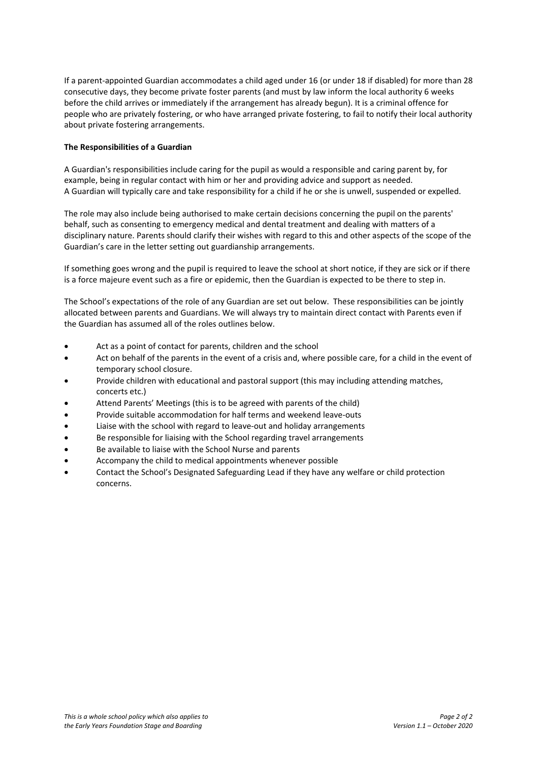If a parent-appointed Guardian accommodates a child aged under 16 (or under 18 if disabled) for more than 28 consecutive days, they become private foster parents (and must by law inform the local authority 6 weeks before the child arrives or immediately if the arrangement has already begun). It is a criminal offence for people who are privately fostering, or who have arranged private fostering, to fail to notify their local authority about private fostering arrangements.

**The Responsibilities of a Guardian**

A Guardian's responsibilities include caring for the pupil as would a responsible and caring parent by, for example, being in regular contact with him or her and providing advice and support as needed.
A Guardian will typically care and take responsibility for a child if he or she is unwell, suspended or expelled.

The role may also include being authorised to make certain decisions concerning the pupil on the parents' behalf, such as consenting to emergency medical and dental treatment and dealing with matters of a disciplinary nature. Parents should clarify their wishes with regard to this and other aspects of the scope of the Guardian's care in the letter setting out guardianship arrangements.

If something goes wrong and the pupil is required to leave the school at short notice, if they are sick or if there is a force majeure event such as a fire or epidemic, then the Guardian is expected to be there to step in.

The School's expectations of the role of any Guardian are set out below. These responsibilities can be jointly allocated between parents and Guardians. We will always try to maintain direct contact with Parents even if the Guardian has assumed all of the roles outlines below.

- Act as a point of contact for parents, children and the school
- Act on behalf of the parents in the event of a crisis and, where possible care, for a child in the event of temporary school closure.
- Provide children with educational and pastoral support (this may including attending matches, concerts etc.)
- Attend Parents' Meetings (this is to be agreed with parents of the child)
- Provide suitable accommodation for half terms and weekend leave-outs
- Liaise with the school with regard to leave-out and holiday arrangements
- Be responsible for liaising with the School regarding travel arrangements
- Be available to liaise with the School Nurse and parents
- Accompany the child to medical appointments whenever possible
- Contact the School's Designated Safeguarding Lead if they have any welfare or child protection concerns.